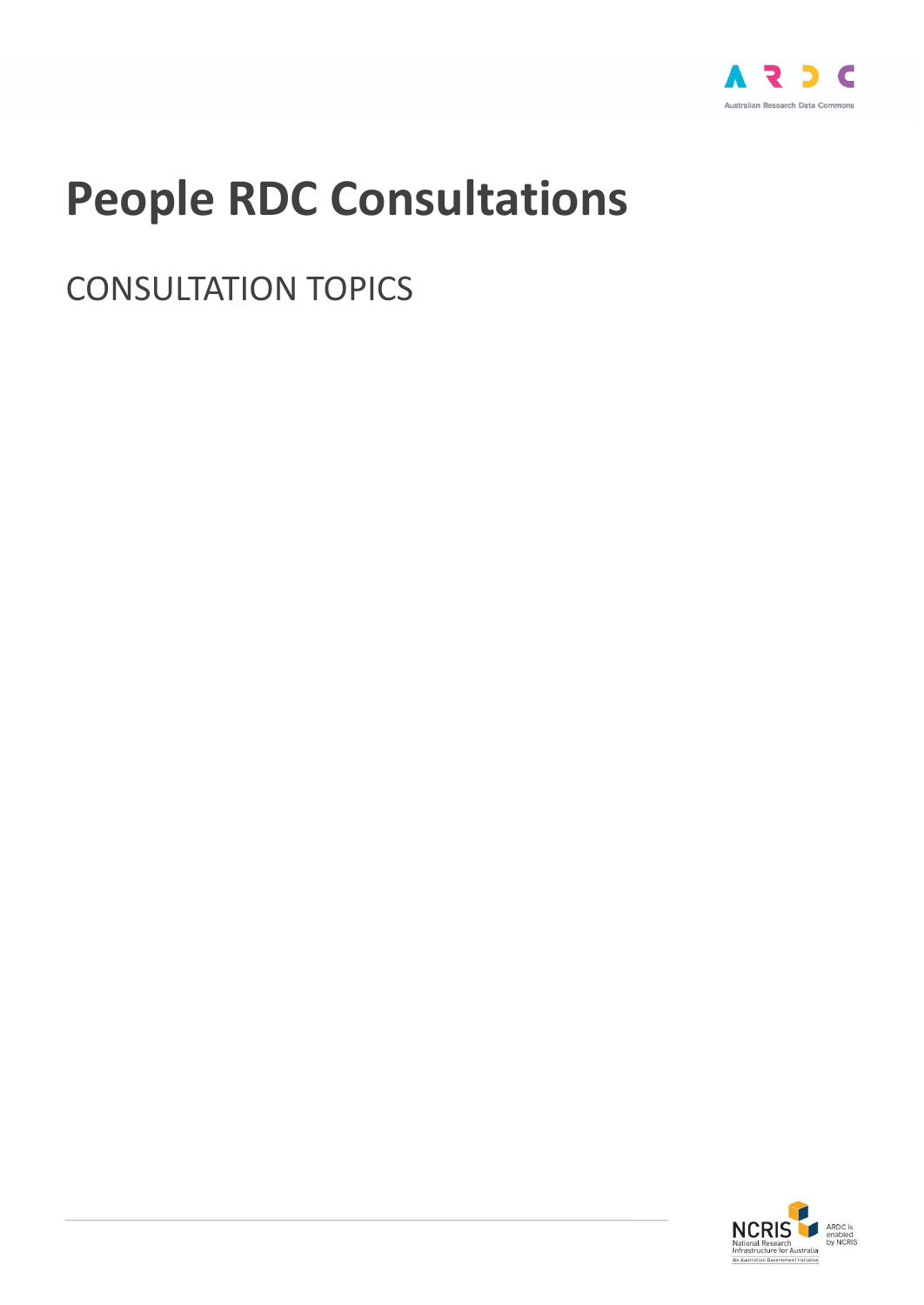# People RDC Consultations

CONSULTATION TOPICS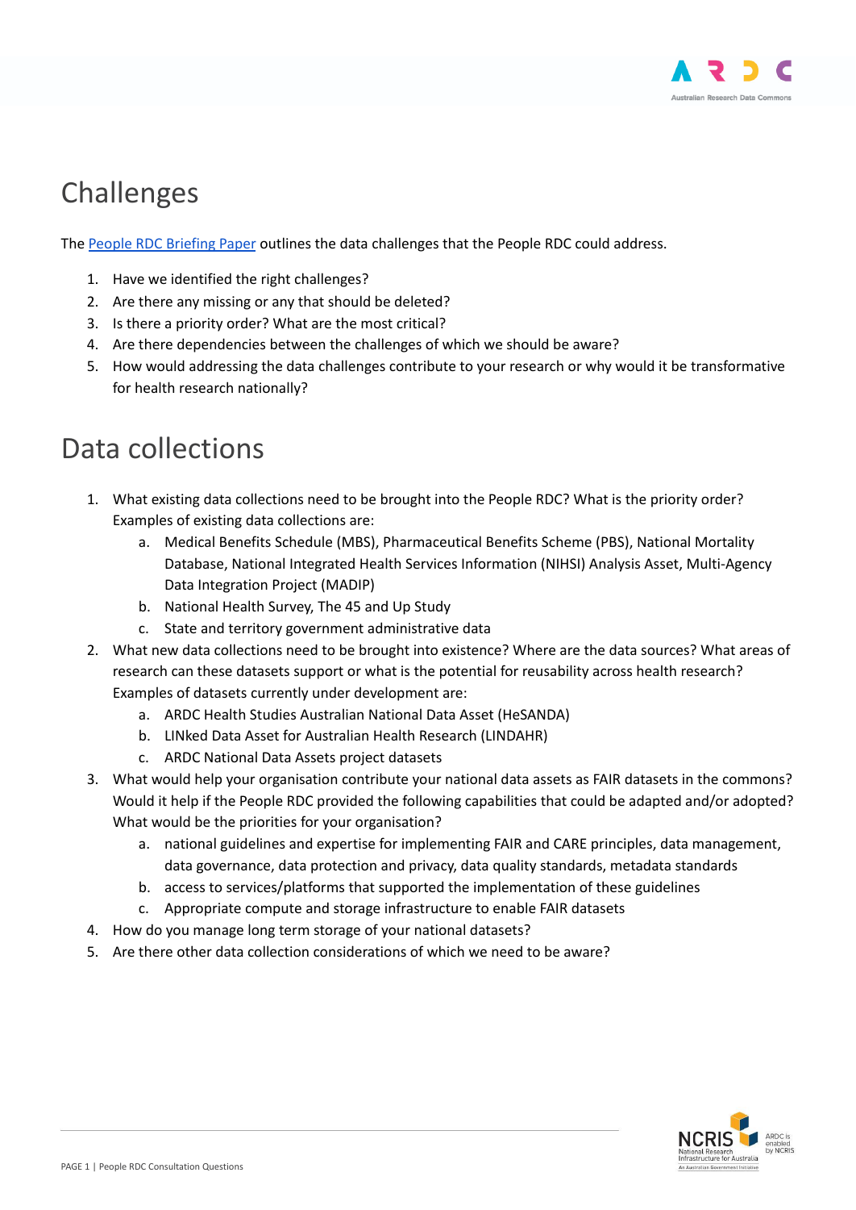# Challenges

The [People RDC Briefing Paper]() outlines the data challenges that the People RDC could address.

1. Have we identified the right challenges?
2. Are there any missing or any that should be deleted?
3. Is there a priority order? What are the most critical?
4. Are there dependencies between the challenges of which we should be aware?
5. How would addressing the data challenges contribute to your research or why would it be transformative for health research nationally?

# Data collections

1. What existing data collections need to be brought into the People RDC? What is the priority order? Examples of existing data collections are:
    a. Medical Benefits Schedule (MBS), Pharmaceutical Benefits Scheme (PBS), National Mortality Database, National Integrated Health Services Information (NIHSI) Analysis Asset, Multi-Agency Data Integration Project (MADIP)
    b. National Health Survey, The 45 and Up Study
    c. State and territory government administrative data
2. What new data collections need to be brought into existence? Where are the data sources? What areas of research can these datasets support or what is the potential for reusability across health research? Examples of datasets currently under development are:
    a. ARDC Health Studies Australian National Data Asset (HeSANDA)
    b. LINked Data Asset for Australian Health Research (LINDAHR)
    c. ARDC National Data Assets project datasets
3. What would help your organisation contribute your national data assets as FAIR datasets in the commons? Would it help if the People RDC provided the following capabilities that could be adapted and/or adopted? What would be the priorities for your organisation?
    a. national guidelines and expertise for implementing FAIR and CARE principles, data management, data governance, data protection and privacy, data quality standards, metadata standards
    b. access to services/platforms that supported the implementation of these guidelines
    c. Appropriate compute and storage infrastructure to enable FAIR datasets
4. How do you manage long term storage of your national datasets?
5. Are there other data collection considerations of which we need to be aware?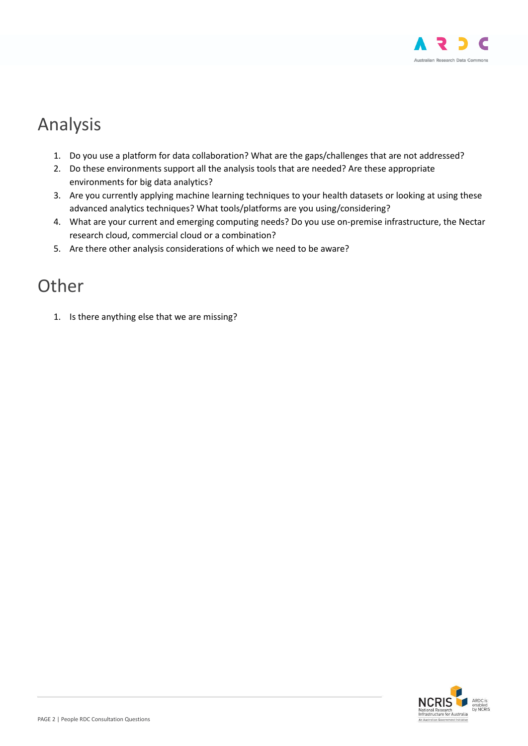# Analysis

1. Do you use a platform for data collaboration? What are the gaps/challenges that are not addressed?
2. Do these environments support all the analysis tools that are needed? Are these appropriate environments for big data analytics?
3. Are you currently applying machine learning techniques to your health datasets or looking at using these advanced analytics techniques? What tools/platforms are you using/considering?
4. What are your current and emerging computing needs? Do you use on-premise infrastructure, the Nectar research cloud, commercial cloud or a combination?
5. Are there other analysis considerations of which we need to be aware?

# Other

1. Is there anything else that we are missing?